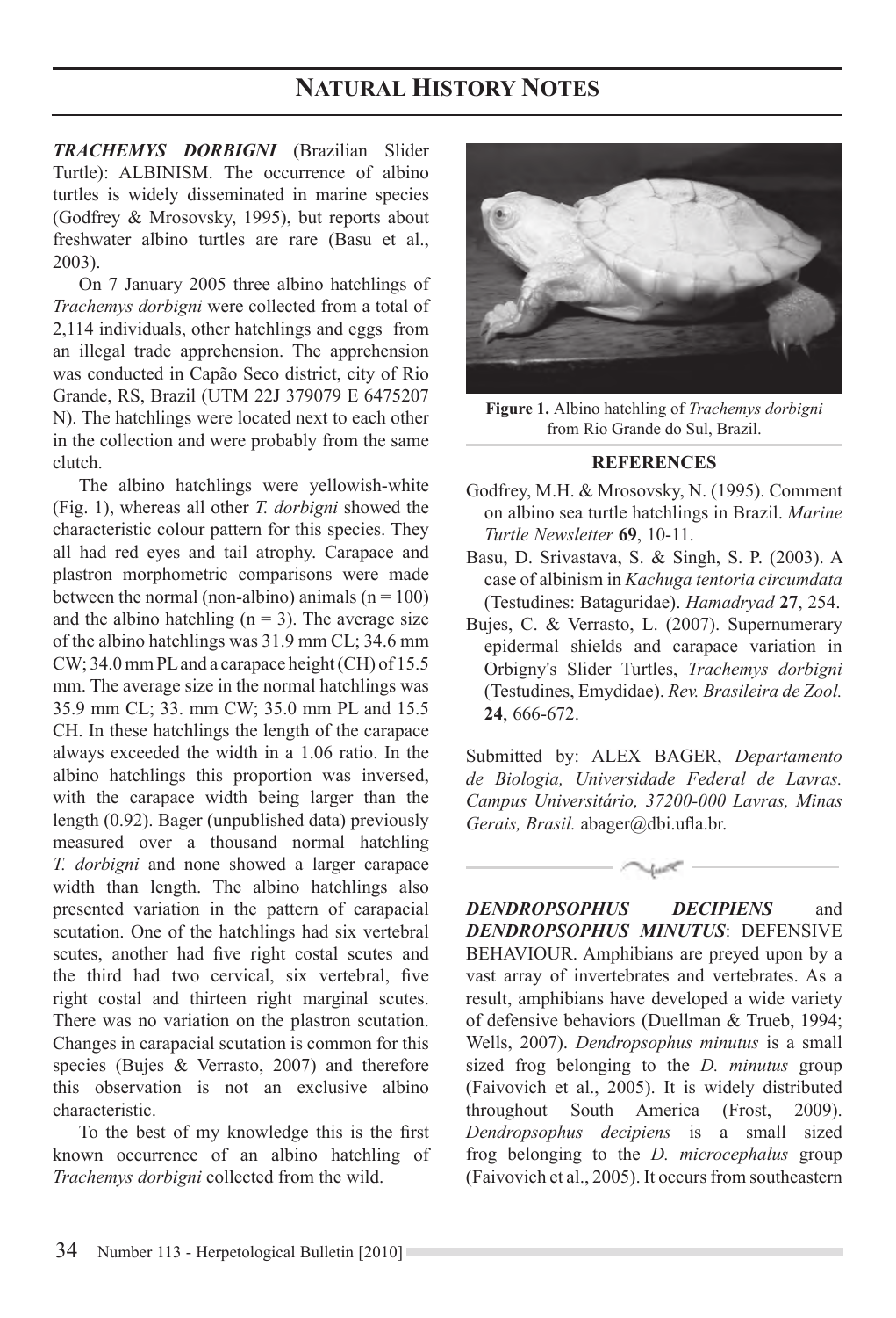# NATURAL HISTORY NOTES

***TRACHEMYS DORBIGNI*** (Brazilian Slider Turtle): ALBINISM. The occurrence of albino turtles is widely disseminated in marine species (Godfrey & Mrosovsky, 1995), but reports about freshwater albino turtles are rare (Basu et al., 2003).

On 7 January 2005 three albino hatchlings of *Trachemys dorbigni* were collected from a total of 2,114 individuals, other hatchlings and eggs from an illegal trade apprehension. The apprehension was conducted in Capão Seco district, city of Rio Grande, RS, Brazil (UTM 22J 379079 E 6475207 N). The hatchlings were located next to each other in the collection and were probably from the same clutch.

The albino hatchlings were yellowish-white (Fig. 1), whereas all other *T. dorbigni* showed the characteristic colour pattern for this species. They all had red eyes and tail atrophy. Carapace and plastron morphometric comparisons were made between the normal (non-albino) animals (n = 100) and the albino hatchling (n = 3). The average size of the albino hatchlings was 31.9 mm CL; 34.6 mm CW; 34.0 mm PL and a carapace height (CH) of 15.5 mm. The average size in the normal hatchlings was 35.9 mm CL; 33. mm CW; 35.0 mm PL and 15.5 CH. In these hatchlings the length of the carapace always exceeded the width in a 1.06 ratio. In the albino hatchlings this proportion was inversed, with the carapace width being larger than the length (0.92). Bager (unpublished data) previously measured over a thousand normal hatchling *T. dorbigni* and none showed a larger carapace width than length. The albino hatchlings also presented variation in the pattern of carapacial scutation. One of the hatchlings had six vertebral scutes, another had five right costal scutes and the third had two cervical, six vertebral, five right costal and thirteen right marginal scutes. There was no variation on the plastron scutation. Changes in carapacial scutation is common for this species (Bujes & Verrasto, 2007) and therefore this observation is not an exclusive albino characteristic.

To the best of my knowledge this is the first known occurrence of an albino hatchling of *Trachemys dorbigni* collected from the wild.

**Figure 1.** Albino hatchling of *Trachemys dorbigni* from Rio Grande do Sul, Brazil.

## REFERENCES

Godfrey, M.H. & Mrosovsky, N. (1995). Comment on albino sea turtle hatchlings in Brazil. *Marine Turtle Newsletter* **69**, 10-11.

Basu, D. Srivastava, S. & Singh, S. P. (2003). A case of albinism in *Kachuga tentoria circumdata* (Testudines: Bataguridae). *Hamadryad* **27**, 254.

Bujes, C. & Verrasto, L. (2007). Supernumerary epidermal shields and carapace variation in Orbigny's Slider Turtles, *Trachemys dorbigni* (Testudines, Emydidae). *Rev. Brasileira de Zool.* **24**, 666-672.

Submitted by: ALEX BAGER, *Departamento de Biologia, Universidade Federal de Lavras. Campus Universitário, 37200-000 Lavras, Minas Gerais, Brasil.* abager@dbi.ufla.br.

***DENDROPSOPHUS DECIPIENS*** and ***DENDROPSOPHUS MINUTUS***: DEFENSIVE BEHAVIOUR. Amphibians are preyed upon by a vast array of invertebrates and vertebrates. As a result, amphibians have developed a wide variety of defensive behaviors (Duellman & Trueb, 1994; Wells, 2007). *Dendropsophus minutus* is a small sized frog belonging to the *D. minutus* group (Faivovich et al., 2005). It is widely distributed throughout South America (Frost, 2009). *Dendropsophus decipiens* is a small sized frog belonging to the *D. microcephalus* group (Faivovich et al., 2005). It occurs from southeastern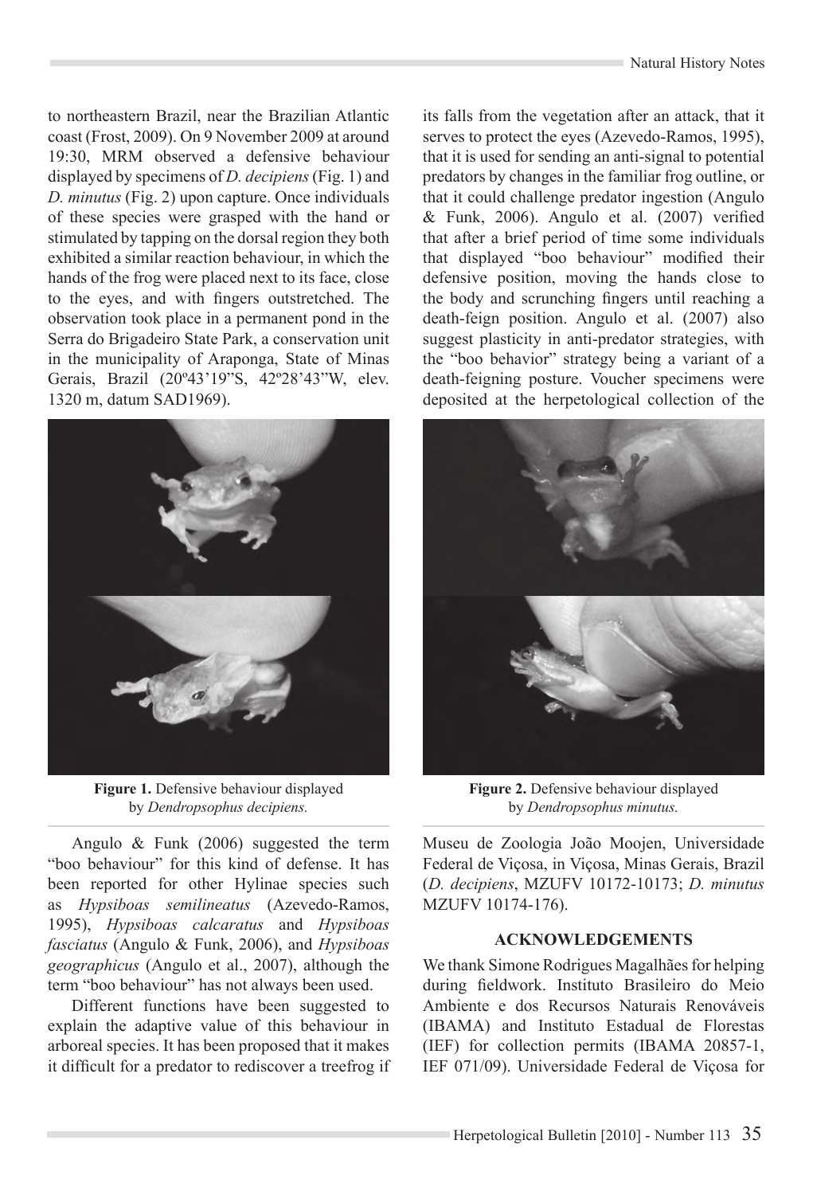to northeastern Brazil, near the Brazilian Atlantic coast (Frost, 2009). On 9 November 2009 at around 19:30, MRM observed a defensive behaviour displayed by specimens of *D. decipiens* (Fig. 1) and *D. minutus* (Fig. 2) upon capture. Once individuals of these species were grasped with the hand or stimulated by tapping on the dorsal region they both exhibited a similar reaction behaviour, in which the hands of the frog were placed next to its face, close to the eyes, and with fingers outstretched. The observation took place in a permanent pond in the Serra do Brigadeiro State Park, a conservation unit in the municipality of Araponga, State of Minas Gerais, Brazil (20º43'19"S, 42º28'43"W, elev. 1320 m, datum SAD1969).

**Figure 1.** Defensive behaviour displayed by *Dendropsophus decipiens.*

Angulo & Funk (2006) suggested the term "boo behaviour" for this kind of defense. It has been reported for other Hylinae species such as *Hypsiboas semilineatus* (Azevedo-Ramos, 1995), *Hypsiboas calcaratus* and *Hypsiboas fasciatus* (Angulo & Funk, 2006), and *Hypsiboas geographicus* (Angulo et al., 2007), although the term "boo behaviour" has not always been used.

Different functions have been suggested to explain the adaptive value of this behaviour in arboreal species. It has been proposed that it makes it difficult for a predator to rediscover a treefrog if its falls from the vegetation after an attack, that it serves to protect the eyes (Azevedo-Ramos, 1995), that it is used for sending an anti-signal to potential predators by changes in the familiar frog outline, or that it could challenge predator ingestion (Angulo & Funk, 2006). Angulo et al. (2007) verified that after a brief period of time some individuals that displayed "boo behaviour" modified their defensive position, moving the hands close to the body and scrunching fingers until reaching a death-feign position. Angulo et al. (2007) also suggest plasticity in anti-predator strategies, with the "boo behavior" strategy being a variant of a death-feigning posture. Voucher specimens were deposited at the herpetological collection of the Museu de Zoologia João Moojen, Universidade Federal de Viçosa, in Viçosa, Minas Gerais, Brazil (*D. decipiens*, MZUFV 10172-10173; *D. minutus* MZUFV 10174-176).

**Figure 2.** Defensive behaviour displayed by *Dendropsophus minutus.*

## ACKNOWLEDGEMENTS

We thank Simone Rodrigues Magalhães for helping during fieldwork. Instituto Brasileiro do Meio Ambiente e dos Recursos Naturais Renováveis (IBAMA) and Instituto Estadual de Florestas (IEF) for collection permits (IBAMA 20857-1, IEF 071/09). Universidade Federal de Viçosa for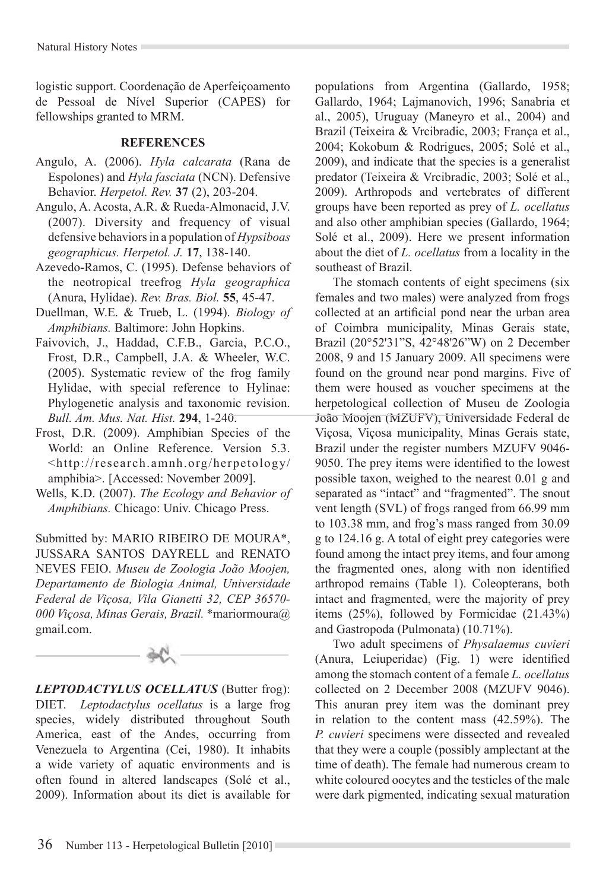logistic support. Coordenação de Aperfeiçoamento de Pessoal de Nível Superior (CAPES) for fellowships granted to MRM.

**REFERENCES**

Angulo, A. (2006). *Hyla calcarata* (Rana de Espolones) and *Hyla fasciata* (NCN). Defensive Behavior. *Herpetol. Rev.* **37** (2), 203-204.

Angulo, A. Acosta, A.R. & Rueda-Almonacid, J.V. (2007). Diversity and frequency of visual defensive behaviors in a population of *Hypsiboas geographicus. Herpetol. J.* **17**, 138-140.

Azevedo-Ramos, C. (1995). Defense behaviors of the neotropical treefrog *Hyla geographica* (Anura, Hylidae). *Rev. Bras. Biol.* **55**, 45-47.

Duellman, W.E. & Trueb, L. (1994). *Biology of Amphibians.* Baltimore: John Hopkins.

Faivovich, J., Haddad, C.F.B., Garcia, P.C.O., Frost, D.R., Campbell, J.A. & Wheeler, W.C. (2005). Systematic review of the frog family Hylidae, with special reference to Hylinae: Phylogenetic analysis and taxonomic revision. *Bull. Am. Mus. Nat. Hist.* **294**, 1-240.

Frost, D.R. (2009). Amphibian Species of the World: an Online Reference. Version 5.3. <http://research.amnh.org/herpetology/amphibia>. [Accessed: November 2009].

Wells, K.D. (2007). *The Ecology and Behavior of Amphibians.* Chicago: Univ. Chicago Press.

Submitted by: MARIO RIBEIRO DE MOURA*, JUSSARA SANTOS DAYRELL and RENATO NEVES FEIO. *Museu de Zoologia João Moojen, Departamento de Biologia Animal, Universidade Federal de Viçosa, Vila Gianetti 32, CEP 36570-000 Viçosa, Minas Gerais, Brazil.* *mariormoura@gmail.com.

***LEPTODACTYLUS OCELLATUS*** (Butter frog): DIET. *Leptodactylus ocellatus* is a large frog species, widely distributed throughout South America, east of the Andes, occurring from Venezuela to Argentina (Cei, 1980). It inhabits a wide variety of aquatic environments and is often found in altered landscapes (Solé et al., 2009). Information about its diet is available for populations from Argentina (Gallardo, 1958; Gallardo, 1964; Lajmanovich, 1996; Sanabria et al., 2005), Uruguay (Maneyro et al., 2004) and Brazil (Teixeira & Vrcibradic, 2003; França et al., 2004; Kokobum & Rodrigues, 2005; Solé et al., 2009), and indicate that the species is a generalist predator (Teixeira & Vrcibradic, 2003; Solé et al., 2009). Arthropods and vertebrates of different groups have been reported as prey of *L. ocellatus* and also other amphibian species (Gallardo, 1964; Solé et al., 2009). Here we present information about the diet of *L. ocellatus* from a locality in the southeast of Brazil.

The stomach contents of eight specimens (six females and two males) were analyzed from frogs collected at an artificial pond near the urban area of Coimbra municipality, Minas Gerais state, Brazil (20°52'31"S, 42°48'26"W) on 2 December 2008, 9 and 15 January 2009. All specimens were found on the ground near pond margins. Five of them were housed as voucher specimens at the herpetological collection of Museu de Zoologia João Moojen (MZUFV), Universidade Federal de Viçosa, Viçosa municipality, Minas Gerais state, Brazil under the register numbers MZUFV 9046-9050. The prey items were identified to the lowest possible taxon, weighed to the nearest 0.01 g and separated as "intact" and "fragmented". The snout vent length (SVL) of frogs ranged from 66.99 mm to 103.38 mm, and frog's mass ranged from 30.09 g to 124.16 g. A total of eight prey categories were found among the intact prey items, and four among the fragmented ones, along with non identified arthropod remains (Table 1). Coleopterans, both intact and fragmented, were the majority of prey items (25%), followed by Formicidae (21.43%) and Gastropoda (Pulmonata) (10.71%).

Two adult specimens of *Physalaemus cuvieri* (Anura, Leiuperidae) (Fig. 1) were identified among the stomach content of a female *L. ocellatus* collected on 2 December 2008 (MZUFV 9046). This anuran prey item was the dominant prey in relation to the content mass (42.59%). The *P. cuvieri* specimens were dissected and revealed that they were a couple (possibly amplectant at the time of death). The female had numerous cream to white coloured oocytes and the testicles of the male were dark pigmented, indicating sexual maturation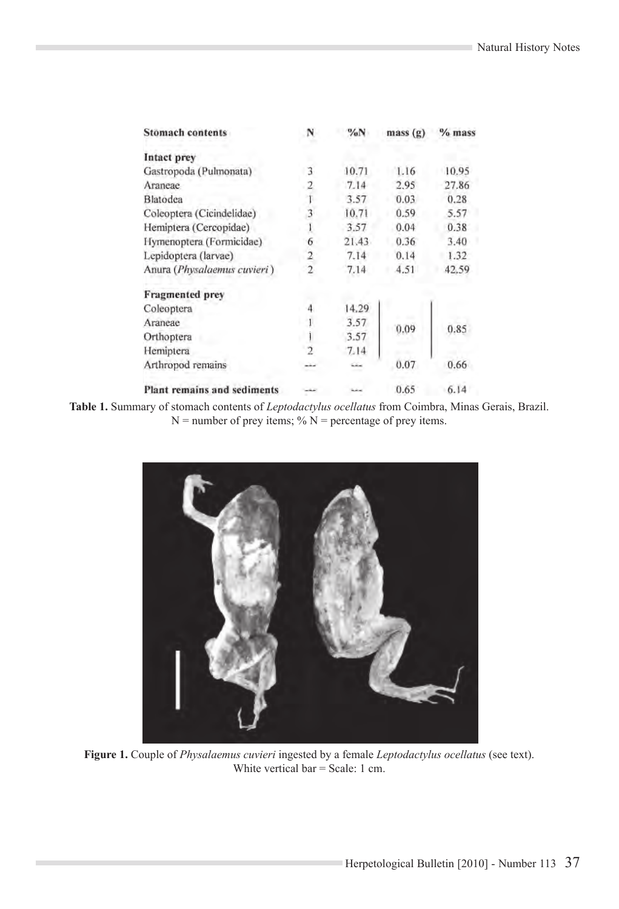| Stomach contents | N | %N | mass (g) | % mass |
|---|---|---|---|---|
| **Intact prey** | | | | |
| Gastropoda (Pulmonata) | 3 | 10.71 | 1.16 | 10.95 |
| Araneae | 2 | 7.14 | 2.95 | 27.86 |
| Blatodea | 1 | 3.57 | 0.03 | 0.28 |
| Coleoptera (Cicindelidae) | 3 | 10.71 | 0.59 | 5.57 |
| Hemiptera (Cercopidae) | 1 | 3.57 | 0.04 | 0.38 |
| Hymenoptera (Formicidae) | 6 | 21.43 | 0.36 | 3.40 |
| Lepidoptera (larvae) | 2 | 7.14 | 0.14 | 1.32 |
| Anura (*Physalaemus cuvieri*) | 2 | 7.14 | 4.51 | 42.59 |
| **Fragmented prey** | | | | |
| Coleoptera | 4 | 14.29 | 0.09 | 0.85 |
| Araneae | 1 | 3.57 | | |
| Orthoptera | 1 | 3.57 | | |
| Hemiptera | 2 | 7.14 | | |
| Arthropod remains | --- | --- | 0.07 | 0.66 |
| **Plant remains and sediments** | --- | --- | 0.65 | 6.14 |

**Table 1.** Summary of stomach contents of *Leptodactylus ocellatus* from Coimbra, Minas Gerais, Brazil. N = number of prey items; % N = percentage of prey items.

**Figure 1.** Couple of *Physalaemus cuvieri* ingested by a female *Leptodactylus ocellatus* (see text). White vertical bar = Scale: 1 cm.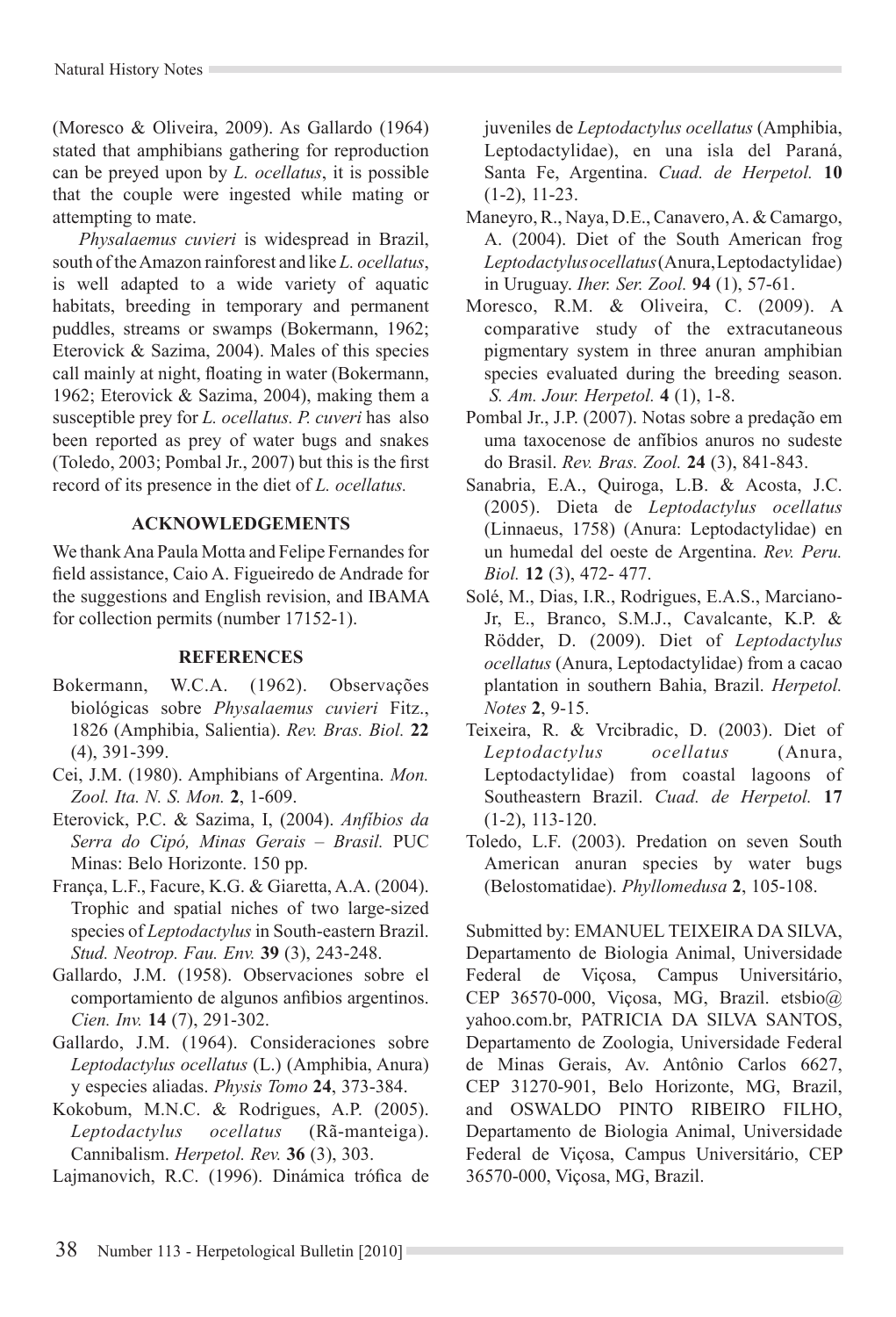(Moresco & Oliveira, 2009). As Gallardo (1964) stated that amphibians gathering for reproduction can be preyed upon by *L. ocellatus*, it is possible that the couple were ingested while mating or attempting to mate.

*Physalaemus cuvieri* is widespread in Brazil, south of the Amazon rainforest and like *L. ocellatus*, is well adapted to a wide variety of aquatic habitats, breeding in temporary and permanent puddles, streams or swamps (Bokermann, 1962; Eterovick & Sazima, 2004). Males of this species call mainly at night, floating in water (Bokermann, 1962; Eterovick & Sazima, 2004), making them a susceptible prey for *L. ocellatus. P. cuveri* has also been reported as prey of water bugs and snakes (Toledo, 2003; Pombal Jr., 2007) but this is the first record of its presence in the diet of *L. ocellatus.*

## ACKNOWLEDGEMENTS

We thank Ana Paula Motta and Felipe Fernandes for field assistance, Caio A. Figueiredo de Andrade for the suggestions and English revision, and IBAMA for collection permits (number 17152-1).

## REFERENCES

Bokermann, W.C.A. (1962). Observações biológicas sobre *Physalaemus cuvieri* Fitz., 1826 (Amphibia, Salientia). *Rev. Bras. Biol.* **22** (4), 391-399.

Cei, J.M. (1980). Amphibians of Argentina. *Mon. Zool. Ita. N. S. Mon.* **2**, 1-609.

Eterovick, P.C. & Sazima, I, (2004). *Anfíbios da Serra do Cipó, Minas Gerais – Brasil.* PUC Minas: Belo Horizonte. 150 pp.

França, L.F., Facure, K.G. & Giaretta, A.A. (2004). Trophic and spatial niches of two large-sized species of *Leptodactylus* in South-eastern Brazil. *Stud. Neotrop. Fau. Env.* **39** (3), 243-248.

Gallardo, J.M. (1958). Observaciones sobre el comportamiento de algunos anfibios argentinos. *Cien. Inv.* **14** (7), 291-302.

Gallardo, J.M. (1964). Consideraciones sobre *Leptodactylus ocellatus* (L.) (Amphibia, Anura) y especies aliadas. *Physis Tomo* **24**, 373-384.

Kokobum, M.N.C. & Rodrigues, A.P. (2005). *Leptodactylus ocellatus* (Rã-manteiga). Cannibalism. *Herpetol. Rev.* **36** (3), 303.

Lajmanovich, R.C. (1996). Dinámica trófica de juveniles de *Leptodactylus ocellatus* (Amphibia, Leptodactylidae), en una isla del Paraná, Santa Fe, Argentina. *Cuad. de Herpetol.* **10** (1-2), 11-23.

Maneyro, R., Naya, D.E., Canavero, A. & Camargo, A. (2004). Diet of the South American frog *Leptodactylus ocellatus* (Anura, Leptodactylidae) in Uruguay. *Iher. Ser. Zool.* **94** (1), 57-61.

Moresco, R.M. & Oliveira, C. (2009). A comparative study of the extracutaneous pigmentary system in three anuran amphibian species evaluated during the breeding season. *S. Am. Jour. Herpetol.* **4** (1), 1-8.

Pombal Jr., J.P. (2007). Notas sobre a predação em uma taxocenose de anfíbios anuros no sudeste do Brasil. *Rev. Bras. Zool.* **24** (3), 841-843.

Sanabria, E.A., Quiroga, L.B. & Acosta, J.C. (2005). Dieta de *Leptodactylus ocellatus* (Linnaeus, 1758) (Anura: Leptodactylidae) en un humedal del oeste de Argentina. *Rev. Peru. Biol.* **12** (3), 472- 477.

Solé, M., Dias, I.R., Rodrigues, E.A.S., Marciano-Jr, E., Branco, S.M.J., Cavalcante, K.P. & Rödder, D. (2009). Diet of *Leptodactylus ocellatus* (Anura, Leptodactylidae) from a cacao plantation in southern Bahia, Brazil. *Herpetol. Notes* **2**, 9-15.

Teixeira, R. & Vrcibradic, D. (2003). Diet of *Leptodactylus ocellatus* (Anura, Leptodactylidae) from coastal lagoons of Southeastern Brazil. *Cuad. de Herpetol.* **17** (1-2), 113-120.

Toledo, L.F. (2003). Predation on seven South American anuran species by water bugs (Belostomatidae). *Phyllomedusa* **2**, 105-108.

Submitted by: EMANUEL TEIXEIRA DA SILVA, Departamento de Biologia Animal, Universidade Federal de Viçosa, Campus Universitário, CEP 36570-000, Viçosa, MG, Brazil. etsbio@yahoo.com.br, PATRICIA DA SILVA SANTOS, Departamento de Zoologia, Universidade Federal de Minas Gerais, Av. Antônio Carlos 6627, CEP 31270-901, Belo Horizonte, MG, Brazil, and OSWALDO PINTO RIBEIRO FILHO, Departamento de Biologia Animal, Universidade Federal de Viçosa, Campus Universitário, CEP 36570-000, Viçosa, MG, Brazil.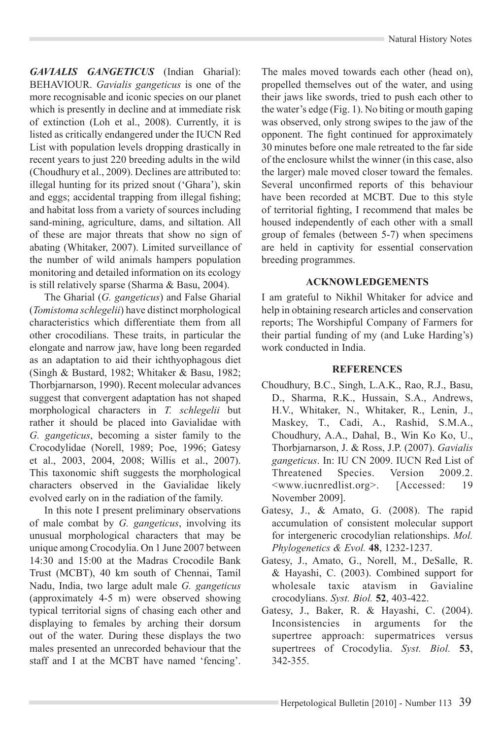***GAVIALIS GANGETICUS*** (Indian Gharial): BEHAVIOUR. *Gavialis gangeticus* is one of the more recognisable and iconic species on our planet which is presently in decline and at immediate risk of extinction (Loh et al., 2008). Currently, it is listed as critically endangered under the IUCN Red List with population levels dropping drastically in recent years to just 220 breeding adults in the wild (Choudhury et al., 2009). Declines are attributed to: illegal hunting for its prized snout ('Ghara'), skin and eggs; accidental trapping from illegal fishing; and habitat loss from a variety of sources including sand-mining, agriculture, dams, and siltation. All of these are major threats that show no sign of abating (Whitaker, 2007). Limited surveillance of the number of wild animals hampers population monitoring and detailed information on its ecology is still relatively sparse (Sharma & Basu, 2004).

The Gharial (*G. gangeticus*) and False Gharial (*Tomistoma schlegelii*) have distinct morphological characteristics which differentiate them from all other crocodilians. These traits, in particular the elongate and narrow jaw, have long been regarded as an adaptation to aid their ichthyophagous diet (Singh & Bustard, 1982; Whitaker & Basu, 1982; Thorbjarnarson, 1990). Recent molecular advances suggest that convergent adaptation has not shaped morphological characters in *T. schlegelii* but rather it should be placed into Gavialidae with *G. gangeticus*, becoming a sister family to the Crocodylidae (Norell, 1989; Poe, 1996; Gatesy et al., 2003, 2004, 2008; Willis et al., 2007). This taxonomic shift suggests the morphological characters observed in the Gavialidae likely evolved early on in the radiation of the family.

In this note I present preliminary observations of male combat by *G. gangeticus*, involving its unusual morphological characters that may be unique among Crocodylia. On 1 June 2007 between 14:30 and 15:00 at the Madras Crocodile Bank Trust (MCBT), 40 km south of Chennai, Tamil Nadu, India, two large adult male *G. gangeticus* (approximately 4-5 m) were observed showing typical territorial signs of chasing each other and displaying to females by arching their dorsum out of the water. During these displays the two males presented an unrecorded behaviour that the staff and I at the MCBT have named 'fencing'. The males moved towards each other (head on), propelled themselves out of the water, and using their jaws like swords, tried to push each other to the water's edge (Fig. 1). No biting or mouth gaping was observed, only strong swipes to the jaw of the opponent. The fight continued for approximately 30 minutes before one male retreated to the far side of the enclosure whilst the winner (in this case, also the larger) male moved closer toward the females. Several unconfirmed reports of this behaviour have been recorded at MCBT. Due to this style of territorial fighting, I recommend that males be housed independently of each other with a small group of females (between 5-7) when specimens are held in captivity for essential conservation breeding programmes.

## ACKNOWLEDGEMENTS

I am grateful to Nikhil Whitaker for advice and help in obtaining research articles and conservation reports; The Worshipful Company of Farmers for their partial funding of my (and Luke Harding's) work conducted in India.

## REFERENCES

Choudhury, B.C., Singh, L.A.K., Rao, R.J., Basu, D., Sharma, R.K., Hussain, S.A., Andrews, H.V., Whitaker, N., Whitaker, R., Lenin, J., Maskey, T., Cadi, A., Rashid, S.M.A., Choudhury, A.A., Dahal, B., Win Ko Ko, U., Thorbjarnarson, J. & Ross, J.P. (2007). *Gavialis gangeticus*. In: IU CN 2009. IUCN Red List of Threatened Species. Version 2009.2. <www.iucnredlist.org>. [Accessed: 19 November 2009].

Gatesy, J., & Amato, G. (2008). The rapid accumulation of consistent molecular support for intergeneric crocodylian relationships. *Mol. Phylogenetics & Evol.* **48**, 1232-1237.

Gatesy, J., Amato, G., Norell, M., DeSalle, R. & Hayashi, C. (2003). Combined support for wholesale taxic atavism in Gavialine crocodylians. *Syst. Biol.* **52**, 403-422.

Gatesy, J., Baker, R. & Hayashi, C. (2004). Inconsistencies in arguments for the supertree approach: supermatrices versus supertrees of Crocodylia. *Syst. Biol.* **53**, 342-355.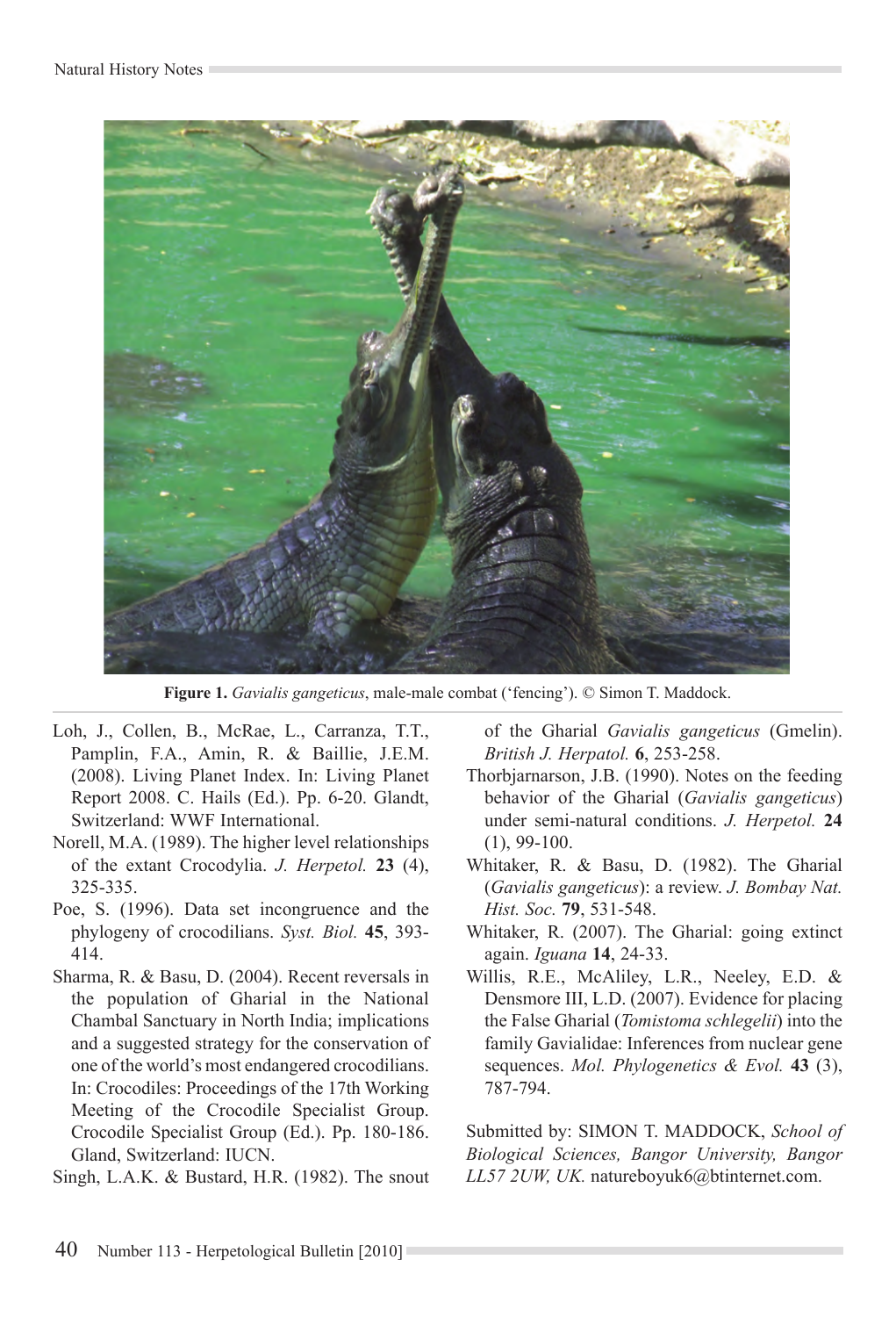**Figure 1.** *Gavialis gangeticus*, male-male combat ('fencing'). © Simon T. Maddock.

Loh, J., Collen, B., McRae, L., Carranza, T.T., Pamplin, F.A., Amin, R. & Baillie, J.E.M. (2008). Living Planet Index. In: Living Planet Report 2008. C. Hails (Ed.). Pp. 6-20. Glandt, Switzerland: WWF International.

Norell, M.A. (1989). The higher level relationships of the extant Crocodylia. *J. Herpetol.* **23** (4), 325-335.

Poe, S. (1996). Data set incongruence and the phylogeny of crocodilians. *Syst. Biol.* **45**, 393-414.

Sharma, R. & Basu, D. (2004). Recent reversals in the population of Gharial in the National Chambal Sanctuary in North India; implications and a suggested strategy for the conservation of one of the world's most endangered crocodilians. In: Crocodiles: Proceedings of the 17th Working Meeting of the Crocodile Specialist Group. Crocodile Specialist Group (Ed.). Pp. 180-186. Gland, Switzerland: IUCN.

Singh, L.A.K. & Bustard, H.R. (1982). The snout of the Gharial *Gavialis gangeticus* (Gmelin). *British J. Herpatol.* **6**, 253-258.

Thorbjarnarson, J.B. (1990). Notes on the feeding behavior of the Gharial (*Gavialis gangeticus*) under semi-natural conditions. *J. Herpetol.* **24** (1), 99-100.

Whitaker, R. & Basu, D. (1982). The Gharial (*Gavialis gangeticus*): a review. *J. Bombay Nat. Hist. Soc.* **79**, 531-548.

Whitaker, R. (2007). The Gharial: going extinct again. *Iguana* **14**, 24-33.

Willis, R.E., McAliley, L.R., Neeley, E.D. & Densmore III, L.D. (2007). Evidence for placing the False Gharial (*Tomistoma schlegelii*) into the family Gavialidae: Inferences from nuclear gene sequences. *Mol. Phylogenetics & Evol.* **43** (3), 787-794.

Submitted by: SIMON T. MADDOCK, *School of Biological Sciences, Bangor University, Bangor LL57 2UW, UK.* natureboyuk6@btinternet.com.